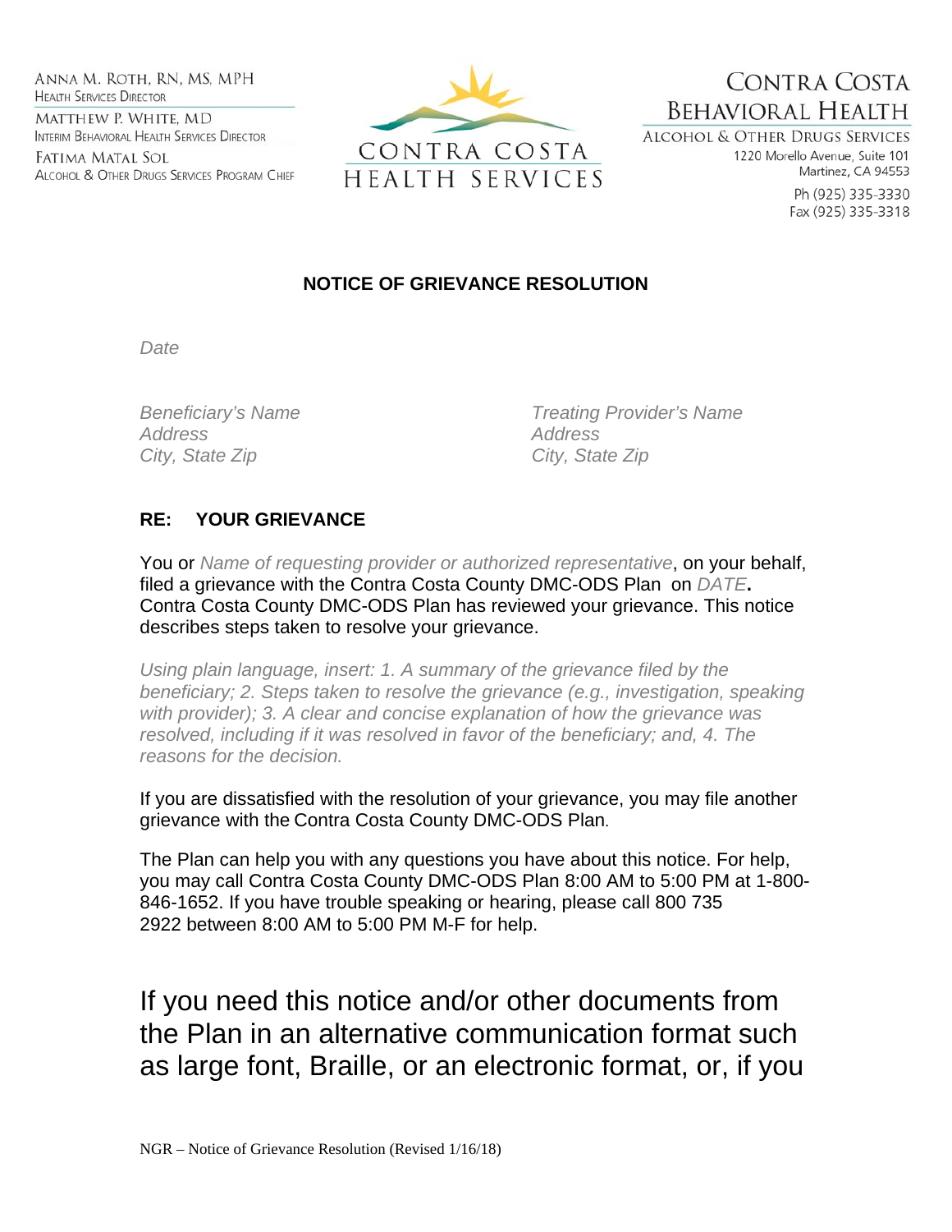ANNA M. ROTH, RN, MS, MPH
HEALTH SERVICES DIRECTOR

MATTHEW P. WHITE, MD
INTERIM BEHAVIORAL HEALTH SERVICES DIRECTOR

FATIMA MATAL SOL
ALCOHOL & OTHER DRUGS SERVICES PROGRAM CHIEF

CONTRA COSTA HEALTH SERVICES

CONTRA COSTA BEHAVIORAL HEALTH
ALCOHOL & OTHER DRUGS SERVICES
1220 Morello Avenue, Suite 101
Martinez, CA 94553
Ph (925) 335-3330
Fax (925) 335-3318

**NOTICE OF GRIEVANCE RESOLUTION**

*Date*

*Beneficiary's Name*
*Address*
*City, State Zip*

*Treating Provider's Name*
*Address*
*City, State Zip*

**RE: YOUR GRIEVANCE**

You or *Name of requesting provider or authorized representative*, on your behalf, filed a grievance with the Contra Costa County DMC-ODS Plan on *DATE*. Contra Costa County DMC-ODS Plan has reviewed your grievance. This notice describes steps taken to resolve your grievance.

*Using plain language, insert: 1. A summary of the grievance filed by the beneficiary; 2. Steps taken to resolve the grievance (e.g., investigation, speaking with provider); 3. A clear and concise explanation of how the grievance was resolved, including if it was resolved in favor of the beneficiary; and, 4. The reasons for the decision.*

If you are dissatisfied with the resolution of your grievance, you may file another grievance with the Contra Costa County DMC-ODS Plan.

The Plan can help you with any questions you have about this notice. For help, you may call Contra Costa County DMC-ODS Plan 8:00 AM to 5:00 PM at 1-800-846-1652. If you have trouble speaking or hearing, please call 800 735 2922 between 8:00 AM to 5:00 PM M-F for help.

If you need this notice and/or other documents from the Plan in an alternative communication format such as large font, Braille, or an electronic format, or, if you

NGR – Notice of Grievance Resolution (Revised 1/16/18)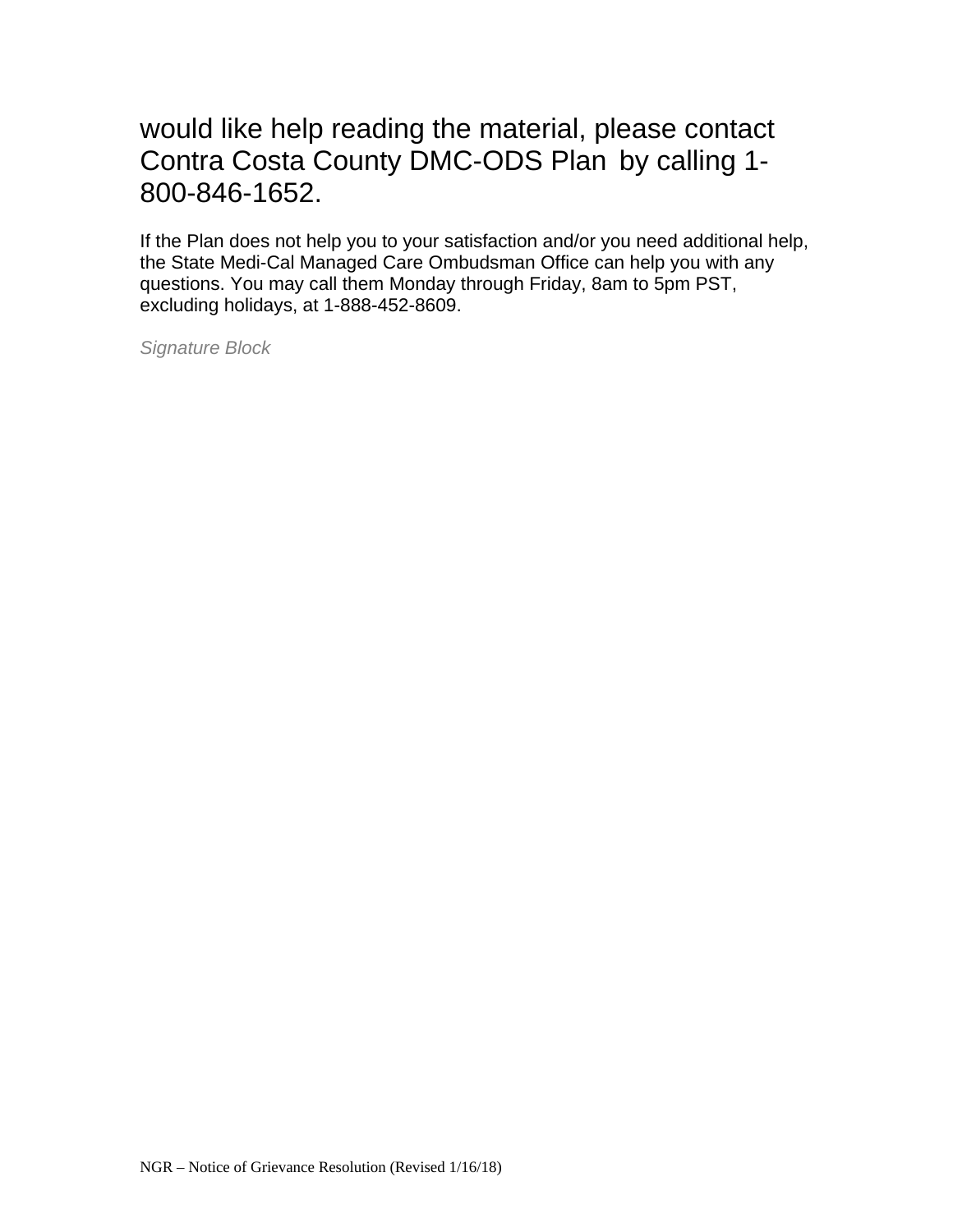would like help reading the material, please contact Contra Costa County DMC-ODS Plan by calling 1-800-846-1652.

If the Plan does not help you to your satisfaction and/or you need additional help, the State Medi-Cal Managed Care Ombudsman Office can help you with any questions. You may call them Monday through Friday, 8am to 5pm PST, excluding holidays, at 1-888-452-8609.

*Signature Block*